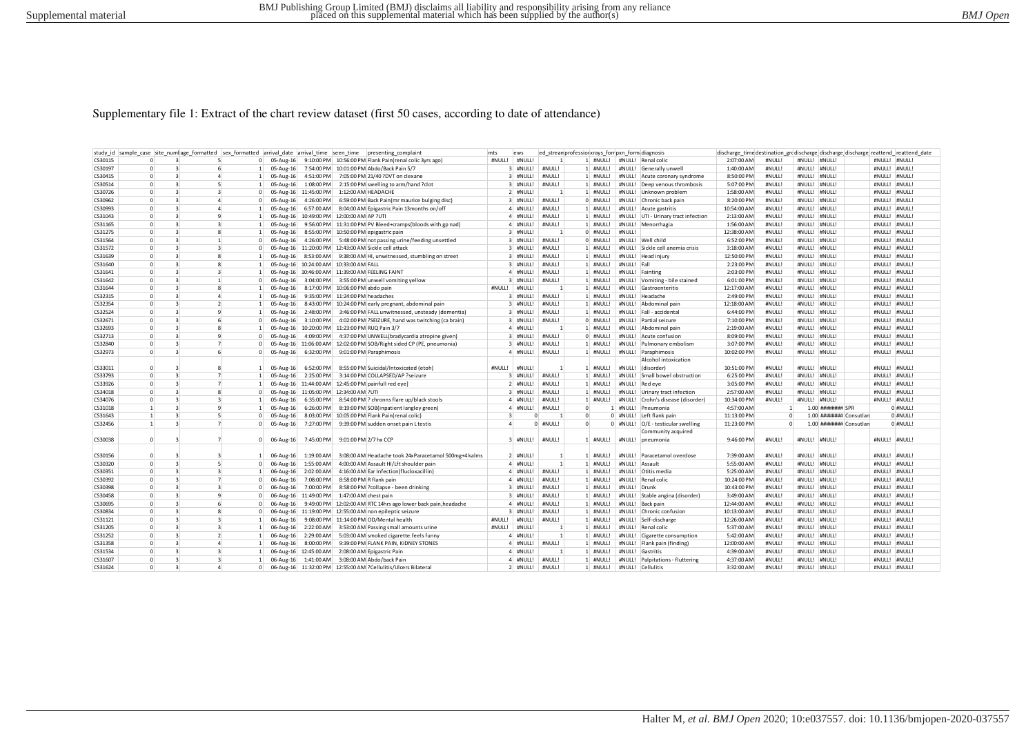## Supplementary file 1: Extract of the chart review dataset (first 50 cases, according to date of attendance)

| study_id | sample_case | site_numl | age_formatted | sex_formatted | arrival_date | arrival_time | seen_time | presenting_complaint | mts | ews | ed_strean | professior | xrays_forr | pxn_form | diagnosis | discharge_time | destination_gro | discharge | discharge | discharge | reattend | reattend_date |
|---|---|---|---|---|---|---|---|---|---|---|---|---|---|---|---|---|---|---|---|---|---|---|
| CS30115 | 0 | 3 | 5 | 0 | 05-Aug-16 | 9:10:00 PM | 10:56:00 PM | Flank Pain(renal colic 3yrs ago) | #NULL! | #NULL! | 1 | 1 | #NULL! | #NULL! | Renal colic | 2:07:00 AM | #NULL! | #NULL! | #NULL! | | #NULL! | #NULL! |
| CS30197 | 0 | 3 | 6 | 1 | 05-Aug-16 | 7:54:00 PM | 10:01:00 PM | Abdo/Back Pain 5/7 | 3 | #NULL! | #NULL! | 1 | #NULL! | #NULL! | Generally unwell | 1:40:00 AM | #NULL! | #NULL! | #NULL! | | #NULL! | #NULL! |
| CS30415 | 0 | 3 | 4 | 1 | 05-Aug-16 | 4:51:00 PM | 7:05:00 PM | 21/40 ?DVT on clexane | 3 | #NULL! | #NULL! | 1 | #NULL! | #NULL! | Acute coronary syndrome | 8:50:00 PM | #NULL! | #NULL! | #NULL! | | #NULL! | #NULL! |
| CS30514 | 0 | 3 | 5 | 1 | 05-Aug-16 | 1:08:00 PM | 2:15:00 PM | swelling to arm/hand ?clot | 3 | #NULL! | #NULL! | 1 | #NULL! | #NULL! | Deep venous thrombosis | 5:07:00 PM | #NULL! | #NULL! | #NULL! | | #NULL! | #NULL! |
| CS30726 | 0 | 3 | 3 | 0 | 05-Aug-16 | 11:45:00 PM | 1:12:00 AM | HEADACHE | 2 | #NULL! | 1 | 1 | #NULL! | #NULL! | Unknown problem | 1:58:00 AM | #NULL! | #NULL! | #NULL! | | #NULL! | #NULL! |
| CS30962 | 0 | 3 | 4 | 0 | 05-Aug-16 | 4:26:00 PM | 6:59:00 PM | Back Pain(mr maurice bulging disc) | 3 | #NULL! | #NULL! | 0 | #NULL! | #NULL! | Chronic back pain | 8:20:00 PM | #NULL! | #NULL! | #NULL! | | #NULL! | #NULL! |
| CS30993 | 0 | 3 | 4 | 1 | 05-Aug-16 | 6:57:00 AM | 8:04:00 AM | Epigastric Pain 13months on/off | 4 | #NULL! | #NULL! | 1 | #NULL! | #NULL! | Acute gastritis | 10:54:00 AM | #NULL! | #NULL! | #NULL! | | #NULL! | #NULL! |
| CS31043 | 0 | 3 | 9 | 1 | 05-Aug-16 | 10:49:00 PM | 12:00:00 AM | AP ?UTI | 4 | #NULL! | #NULL! | 1 | #NULL! | #NULL! | UTI - Urinary tract infection | 2:13:00 AM | #NULL! | #NULL! | #NULL! | | #NULL! | #NULL! |
| CS31165 | 0 | 3 | 3 | 1 | 05-Aug-16 | 9:56:00 PM | 11:31:00 PM | PV Bleed+cramps(bloods with gp nad) | 4 | #NULL! | #NULL! | 1 | #NULL! | #NULL! | Menorrhagia | 1:56:00 AM | #NULL! | #NULL! | #NULL! | | #NULL! | #NULL! |
| CS31275 | 0 | 3 | 8 | 1 | 05-Aug-16 | 8:55:00 PM | 10:50:00 PM | epigastric pain | 3 | #NULL! | 1 | 0 | #NULL! | #NULL! | | 12:38:00 AM | #NULL! | #NULL! | #NULL! | | #NULL! | #NULL! |
| CS31564 | 0 | 3 | 1 | 0 | 05-Aug-16 | 4:26:00 PM | 5:48:00 PM | not passing urine/feeding unsettled | 3 | #NULL! | #NULL! | 0 | #NULL! | #NULL! | Well child | 6:52:00 PM | #NULL! | #NULL! | #NULL! | | #NULL! | #NULL! |
| CS31572 | 0 | 3 | 3 | 0 | 05-Aug-16 | 11:20:00 PM | 12:43:00 AM | Sickle cell attack | 3 | #NULL! | #NULL! | 1 | #NULL! | #NULL! | Sickle cell anemia crisis | 3:18:00 AM | #NULL! | #NULL! | #NULL! | | #NULL! | #NULL! |
| CS31639 | 0 | 3 | 8 | 1 | 05-Aug-16 | 8:53:00 AM | 9:38:00 AM | HI, unwitnessed, stumbling on street | 3 | #NULL! | #NULL! | 1 | #NULL! | #NULL! | Head injury | 12:50:00 PM | #NULL! | #NULL! | #NULL! | | #NULL! | #NULL! |
| CS31640 | 0 | 3 | 8 | 1 | 05-Aug-16 | 10:24:00 AM | 10:33:00 AM | FALL | 3 | #NULL! | #NULL! | 1 | #NULL! | #NULL! | Fall | 2:23:00 PM | #NULL! | #NULL! | #NULL! | | #NULL! | #NULL! |
| CS31641 | 0 | 3 | 3 | 1 | 05-Aug-16 | 10:46:00 AM | 11:39:00 AM | FEELING FAINT | 4 | #NULL! | #NULL! | 1 | #NULL! | #NULL! | Fainting | 2:03:00 PM | #NULL! | #NULL! | #NULL! | | #NULL! | #NULL! |
| CS31642 | 0 | 3 | 1 | 0 | 05-Aug-16 | 3:04:00 PM | 3:55:00 PM | unwell vomiting yellow | 3 | #NULL! | #NULL! | 1 | #NULL! | #NULL! | Vomiting - bile stained | 6:01:00 PM | #NULL! | #NULL! | #NULL! | | #NULL! | #NULL! |
| CS31644 | 0 | 3 | 8 | 1 | 05-Aug-16 | 8:17:00 PM | 10:06:00 PM | abdo pain | #NULL! | #NULL! | 1 | 1 | #NULL! | #NULL! | Gastroenteritis | 12:17:00 AM | #NULL! | #NULL! | #NULL! | | #NULL! | #NULL! |
| CS32315 | 0 | 3 | 4 | 1 | 05-Aug-16 | 9:35:00 PM | 11:24:00 PM | headaches | 3 | #NULL! | #NULL! | 1 | #NULL! | #NULL! | Headache | 2:49:00 PM | #NULL! | #NULL! | #NULL! | | #NULL! | #NULL! |
| CS32354 | 0 | 3 | 2 | 1 | 05-Aug-16 | 8:43:00 PM | 10:24:00 PM | early pregnant, abdominal pain | 3 | #NULL! | #NULL! | 1 | #NULL! | #NULL! | Abdominal pain | 12:18:00 AM | #NULL! | #NULL! | #NULL! | | #NULL! | #NULL! |
| CS32524 | 0 | 3 | 9 | 1 | 05-Aug-16 | 2:48:00 PM | 3:46:00 PM | FALL unwitnessed, unsteady (dementia) | 3 | #NULL! | #NULL! | 1 | #NULL! | #NULL! | Fall - accidental | 6:44:00 PM | #NULL! | #NULL! | #NULL! | | #NULL! | #NULL! |
| CS32671 | 0 | 3 | 6 | 0 | 05-Aug-16 | 3:10:00 PM | 4:02:00 PM | ?SEIZURE, hand was twitching (ca brain) | 3 | #NULL! | #NULL! | 0 | #NULL! | #NULL! | Partial seizure | 7:10:00 PM | #NULL! | #NULL! | #NULL! | | #NULL! | #NULL! |
| CS32693 | 0 | 3 | 8 | 1 | 05-Aug-16 | 10:20:00 PM | 11:23:00 PM | RUQ Pain 3/7 | 4 | #NULL! | 1 | 1 | #NULL! | #NULL! | Abdominal pain | 2:19:00 AM | #NULL! | #NULL! | #NULL! | | #NULL! | #NULL! |
| CS32713 | 0 | 3 | 9 | 0 | 05-Aug-16 | 4:09:00 PM | 4:37:00 PM | UNWELL(bradycardia atropine given) | 3 | #NULL! | #NULL! | 0 | #NULL! | #NULL! | Acute confusion | 8:09:00 PM | #NULL! | #NULL! | #NULL! | | #NULL! | #NULL! |
| CS32840 | 0 | 3 | 7 | 0 | 05-Aug-16 | 11:06:00 AM | 12:02:00 PM | SOB/Right sided CP (PE, pneumonia) | 3 | #NULL! | #NULL! | 1 | #NULL! | #NULL! | Pulmonary embolism | 3:07:00 PM | #NULL! | #NULL! | #NULL! | | #NULL! | #NULL! |
| CS32973 | 0 | 3 | 6 | 0 | 05-Aug-16 | 6:32:00 PM | 9:01:00 PM | Paraphimosis | 4 | #NULL! | #NULL! | 1 | #NULL! | #NULL! | Paraphimosis | 10:02:00 PM | #NULL! | #NULL! | #NULL! | | #NULL! | #NULL! |
| CS33011 | 0 | 3 | 8 | 1 | 05-Aug-16 | 6:52:00 PM | 8:55:00 PM | Suicidal/Intoxicated (etoh) | #NULL! | #NULL! | 1 | 1 | #NULL! | #NULL! | Alcohol intoxication (disorder) | 10:51:00 PM | #NULL! | #NULL! | #NULL! | | #NULL! | #NULL! |
| CS33793 | 0 | 3 | 7 | 1 | 05-Aug-16 | 2:25:00 PM | 3:14:00 PM | COLLAPSED/AP ?seizure | 3 | #NULL! | #NULL! | 1 | #NULL! | #NULL! | Small bowel obstruction | 6:25:00 PM | #NULL! | #NULL! | #NULL! | | #NULL! | #NULL! |
| CS33926 | 0 | 3 | 7 | 1 | 05-Aug-16 | 11:44:00 AM | 12:45:00 PM | painfull red eye] | 2 | #NULL! | #NULL! | 1 | #NULL! | #NULL! | Red eye | 3:05:00 PM | #NULL! | #NULL! | #NULL! | | #NULL! | #NULL! |
| CS34018 | 0 | 3 | 8 | 0 | 05-Aug-16 | 11:05:00 PM | 12:34:00 AM | ?UTI | 3 | #NULL! | #NULL! | 1 | #NULL! | #NULL! | Urinary tract infection | 2:57:00 AM | #NULL! | #NULL! | #NULL! | | #NULL! | #NULL! |
| CS34076 | 0 | 3 | 3 | 1 | 05-Aug-16 | 6:35:00 PM | 8:54:00 PM | ? chronns flare up/black stools | 4 | #NULL! | #NULL! | 1 | #NULL! | #NULL! | Crohn's disease (disorder) | 10:34:00 PM | #NULL! | #NULL! | #NULL! | | #NULL! | #NULL! |
| CS31018 | 1 | 3 | 9 | 1 | 05-Aug-16 | 6:26:00 PM | 8:19:00 PM | SOB(inpatient langley green) | 4 | #NULL! | #NULL! | 0 | 1 | #NULL! | Pneumonia | 4:57:00 AM | 1 | 1.00 | ######## | SPR | 0 | #NULL! |
| CS31643 | 1 | 3 | 5 | 0 | 05-Aug-16 | 8:03:00 PM | 10:05:00 PM | Flank Pain(renal colic) | 3 | 0 | 1 | 0 | 0 | #NULL! | Left flank pain | 11:13:00 PM | 0 | 1.00 | ######## | Consultan | 0 | #NULL! |
| CS32456 | 1 | 3 | 7 | 0 | 05-Aug-16 | 7:27:00 PM | 9:39:00 PM | sudden onset pain L testis | 4 | 0 | #NULL! | 0 | 0 | #NULL! | O/E - testicular swelling | 11:23:00 PM | 0 | 1.00 | ######## | Consultan | 0 | #NULL! |
| CS30038 | 0 | 3 | 7 | 0 | 06-Aug-16 | 7:45:00 PM | 9:01:00 PM | 2/7 hx CCP | 3 | #NULL! | #NULL! | 1 | #NULL! | #NULL! | Community acquired pneumonia | 9:46:00 PM | #NULL! | #NULL! | #NULL! | | #NULL! | #NULL! |
| CS30156 | 0 | 3 | 3 | 1 | 06-Aug-16 | 1:19:00 AM | 3:08:00 AM | Headache took 24xParacetamol 500mg+4 kalms | 2 | #NULL! | 1 | 1 | #NULL! | #NULL! | Paracetamol overdose | 7:39:00 AM | #NULL! | #NULL! | #NULL! | | #NULL! | #NULL! |
| CS30320 | 0 | 3 | 5 | 0 | 06-Aug-16 | 1:55:00 AM | 4:00:00 AM | Assault HI/Lft shoulder pain | 4 | #NULL! | 1 | 1 | #NULL! | #NULL! | Assault | 5:55:00 AM | #NULL! | #NULL! | #NULL! | | #NULL! | #NULL! |
| CS30351 | 0 | 3 | 3 | 1 | 06-Aug-16 | 2:02:00 AM | 4:16:00 AM | Ear Infection(flucloxacillin) | 4 | #NULL! | #NULL! | 1 | #NULL! | #NULL! | Otitis media | 5:25:00 AM | #NULL! | #NULL! | #NULL! | | #NULL! | #NULL! |
| CS30392 | 0 | 3 | 7 | 0 | 06-Aug-16 | 7:08:00 PM | 8:58:00 PM | R flank pain | 4 | #NULL! | #NULL! | 1 | #NULL! | #NULL! | Renal colic | 10:24:00 PM | #NULL! | #NULL! | #NULL! | | #NULL! | #NULL! |
| CS30398 | 0 | 3 | 3 | 0 | 06-Aug-16 | 7:00:00 PM | 8:58:00 PM | ?collapse - been drinking | 3 | #NULL! | #NULL! | 1 | #NULL! | #NULL! | Drunk | 10:43:00 PM | #NULL! | #NULL! | #NULL! | | #NULL! | #NULL! |
| CS30458 | 0 | 3 | 9 | 0 | 06-Aug-16 | 11:49:00 PM | 1:47:00 AM | chest pain | 3 | #NULL! | #NULL! | 1 | #NULL! | #NULL! | Stable angina (disorder) | 3:49:00 AM | #NULL! | #NULL! | #NULL! | | #NULL! | #NULL! |
| CS30695 | 0 | 3 | 6 | 0 | 06-Aug-16 | 9:49:00 PM | 12:02:00 AM | RTC 14hrs ago lower back pain,headache | 4 | #NULL! | #NULL! | 1 | #NULL! | #NULL! | Back pain | 12:44:00 AM | #NULL! | #NULL! | #NULL! | | #NULL! | #NULL! |
| CS30834 | 0 | 3 | 8 | 0 | 06-Aug-16 | 11:19:00 PM | 12:55:00 AM | non epileptic seizure | 3 | #NULL! | #NULL! | 1 | #NULL! | #NULL! | Chronic confusion | 10:13:00 AM | #NULL! | #NULL! | #NULL! | | #NULL! | #NULL! |
| CS31121 | 0 | 3 | 3 | 1 | 06-Aug-16 | 9:08:00 PM | 11:14:00 PM | OD/Mental health | #NULL! | #NULL! | #NULL! | 1 | #NULL! | #NULL! | Self-discharge | 12:26:00 AM | #NULL! | #NULL! | #NULL! | | #NULL! | #NULL! |
| CS31205 | 0 | 3 | 3 | 1 | 06-Aug-16 | 2:22:00 AM | 3:53:00 AM | Passing small amounts urine | #NULL! | #NULL! | 1 | 1 | #NULL! | #NULL! | Renal colic | 5:37:00 AM | #NULL! | #NULL! | #NULL! | | #NULL! | #NULL! |
| CS31252 | 0 | 3 | 2 | 1 | 06-Aug-16 | 2:29:00 AM | 5:03:00 AM | smoked cigarette.feels funny | 4 | #NULL! | 1 | 1 | #NULL! | #NULL! | Cigarette consumption | 5:42:00 AM | #NULL! | #NULL! | #NULL! | | #NULL! | #NULL! |
| CS31358 | 0 | 3 | 4 | 1 | 06-Aug-16 | 8:00:00 PM | 9:39:00 PM | FLANK PAIN, KIDNEY STONES | 4 | #NULL! | #NULL! | 1 | #NULL! | #NULL! | Flank pain (finding) | 12:00:00 AM | #NULL! | #NULL! | #NULL! | | #NULL! | #NULL! |
| CS31534 | 0 | 3 | 3 | 1 | 06-Aug-16 | 12:45:00 AM | 2:08:00 AM | Epigastric Pain | 4 | #NULL! | 1 | 1 | #NULL! | #NULL! | Gastritis | 4:39:00 AM | #NULL! | #NULL! | #NULL! | | #NULL! | #NULL! |
| CS31607 | 0 | 3 | 3 | 1 | 06-Aug-16 | 1:41:00 AM | 3:08:00 AM | Abdo/back pain | 4 | #NULL! | #NULL! | 1 | #NULL! | #NULL! | Palpitations - fluttering | 4:37:00 AM | #NULL! | #NULL! | #NULL! | | #NULL! | #NULL! |
| CS31624 | 0 | 3 | 4 | 0 | 06-Aug-16 | 11:32:00 PM | 12:55:00 AM | ?Cellulitis/Ulcers Bilateral | 2 | #NULL! | #NULL! | 1 | #NULL! | #NULL! | Cellulitis | 3:32:00 AM | #NULL! | #NULL! | #NULL! | | #NULL! | #NULL! |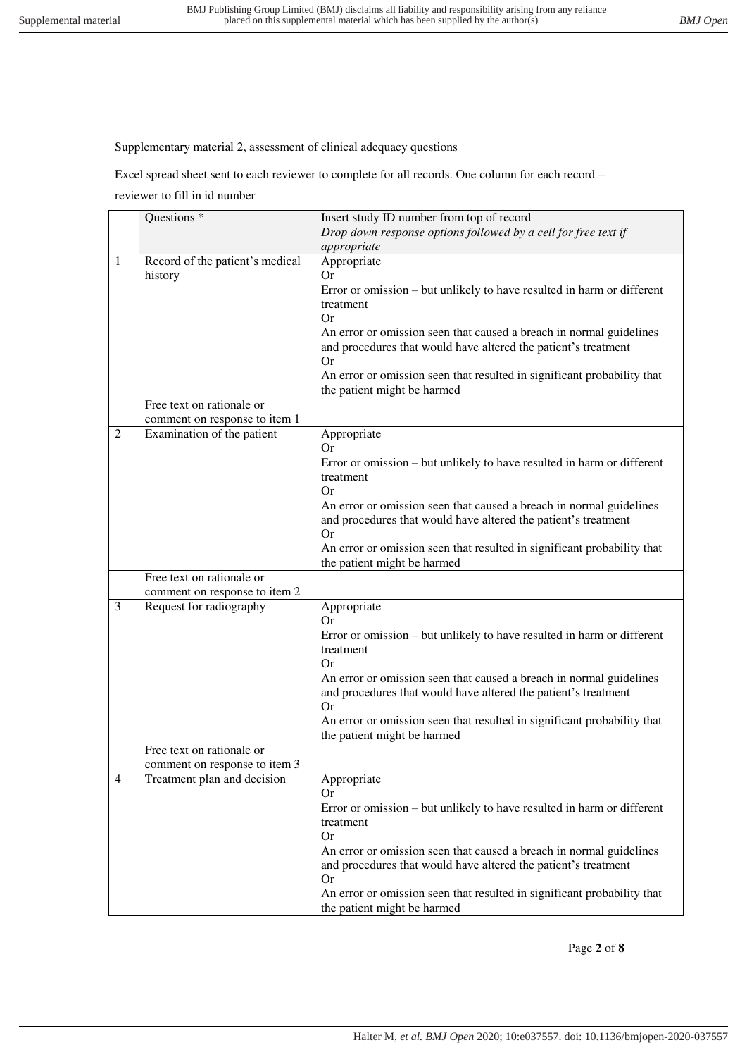Supplementary material 2, assessment of clinical adequacy questions

Excel spread sheet sent to each reviewer to complete for all records. One column for each record – reviewer to fill in id number

| | Questions * | Insert study ID number from top of record *Drop down response options followed by a cell for free text if appropriate* |
|---|---|---|
| 1 | Record of the patient's medical history | Appropriate<br>Or<br>Error or omission – but unlikely to have resulted in harm or different treatment<br>Or<br>An error or omission seen that caused a breach in normal guidelines and procedures that would have altered the patient's treatment<br>Or<br>An error or omission seen that resulted in significant probability that the patient might be harmed |
| | Free text on rationale or comment on response to item 1 | |
| 2 | Examination of the patient | Appropriate<br>Or<br>Error or omission – but unlikely to have resulted in harm or different treatment<br>Or<br>An error or omission seen that caused a breach in normal guidelines and procedures that would have altered the patient's treatment<br>Or<br>An error or omission seen that resulted in significant probability that the patient might be harmed |
| | Free text on rationale or comment on response to item 2 | |
| 3 | Request for radiography | Appropriate<br>Or<br>Error or omission – but unlikely to have resulted in harm or different treatment<br>Or<br>An error or omission seen that caused a breach in normal guidelines and procedures that would have altered the patient's treatment<br>Or<br>An error or omission seen that resulted in significant probability that the patient might be harmed |
| | Free text on rationale or comment on response to item 3 | |
| 4 | Treatment plan and decision | Appropriate<br>Or<br>Error or omission – but unlikely to have resulted in harm or different treatment<br>Or<br>An error or omission seen that caused a breach in normal guidelines and procedures that would have altered the patient's treatment<br>Or<br>An error or omission seen that resulted in significant probability that the patient might be harmed |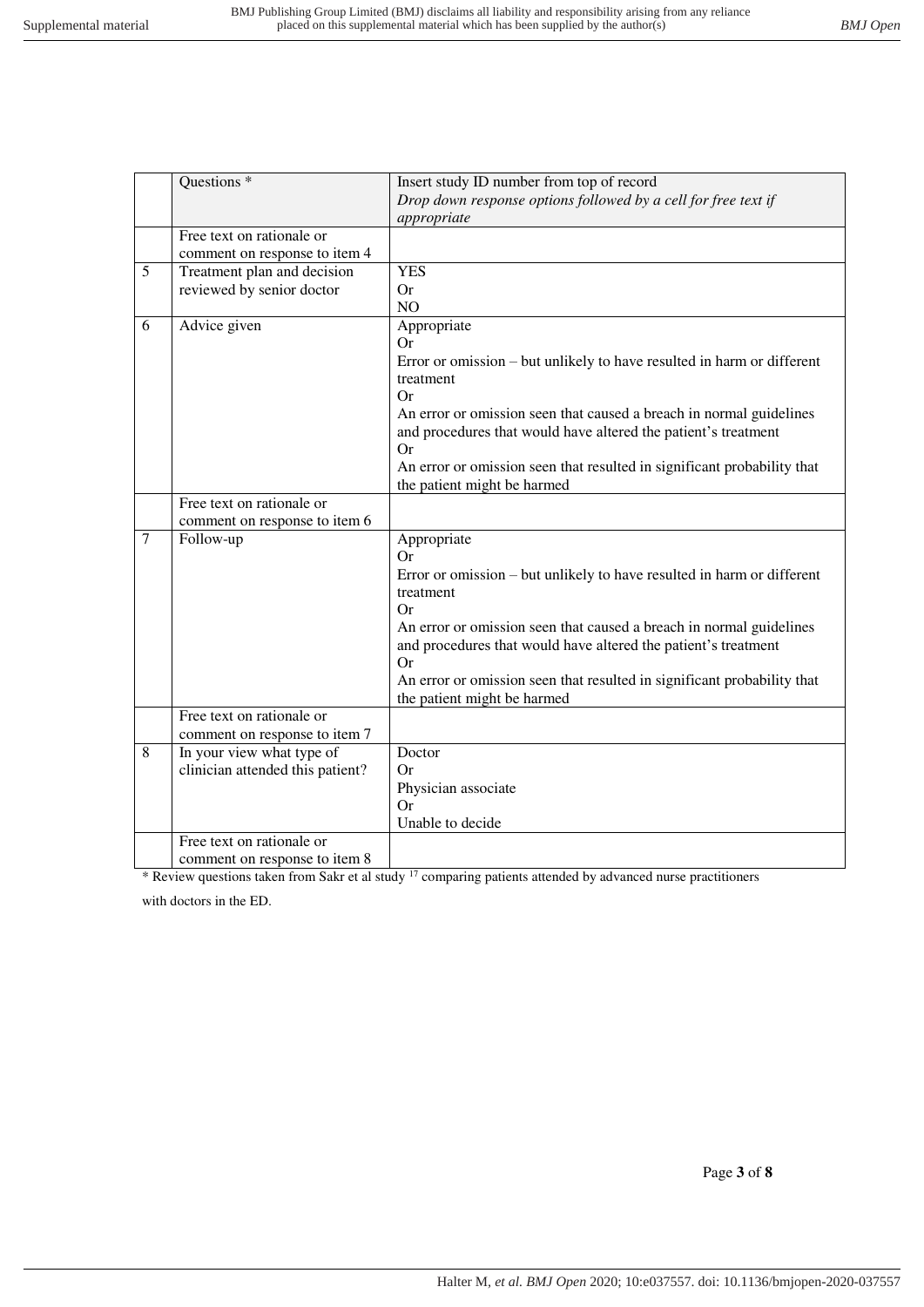| | Questions * | Insert study ID number from top of record<br>*Drop down response options followed by a cell for free text if appropriate* |
|---|---|---|
| | Free text on rationale or comment on response to item 4 | |
| 5 | Treatment plan and decision reviewed by senior doctor | YES<br>Or<br>NO |
| 6 | Advice given | Appropriate<br>Or<br>Error or omission – but unlikely to have resulted in harm or different treatment<br>Or<br>An error or omission seen that caused a breach in normal guidelines and procedures that would have altered the patient's treatment<br>Or<br>An error or omission seen that resulted in significant probability that the patient might be harmed |
| | Free text on rationale or comment on response to item 6 | |
| 7 | Follow-up | Appropriate<br>Or<br>Error or omission – but unlikely to have resulted in harm or different treatment<br>Or<br>An error or omission seen that caused a breach in normal guidelines and procedures that would have altered the patient's treatment<br>Or<br>An error or omission seen that resulted in significant probability that the patient might be harmed |
| | Free text on rationale or comment on response to item 7 | |
| 8 | In your view what type of clinician attended this patient? | Doctor<br>Or<br>Physician associate<br>Or<br>Unable to decide |
| | Free text on rationale or comment on response to item 8 | |

* Review questions taken from Sakr et al study [17] comparing patients attended by advanced nurse practitioners with doctors in the ED.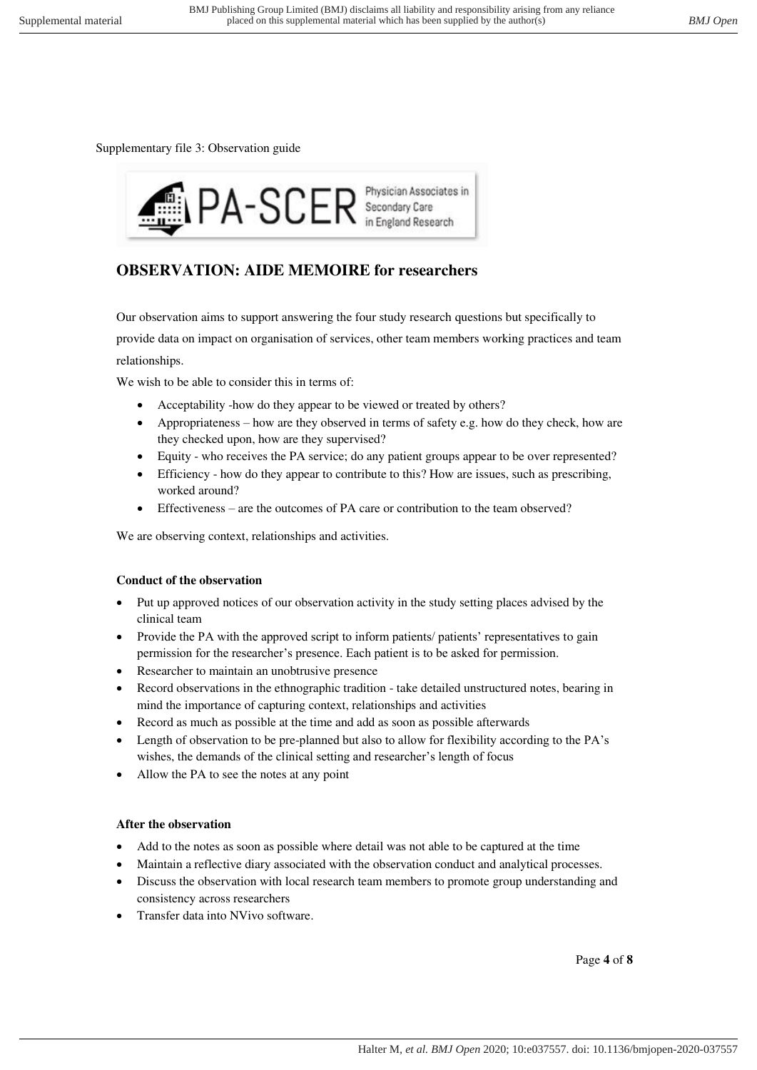Supplementary file 3: Observation guide

PA-SCER Physician Associates in Secondary Care in England Research

## OBSERVATION: AIDE MEMOIRE for researchers

Our observation aims to support answering the four study research questions but specifically to provide data on impact on organisation of services, other team members working practices and team relationships.

We wish to be able to consider this in terms of:

- Acceptability -how do they appear to be viewed or treated by others?
- Appropriateness – how are they observed in terms of safety e.g. how do they check, how are they checked upon, how are they supervised?
- Equity - who receives the PA service; do any patient groups appear to be over represented?
- Efficiency - how do they appear to contribute to this? How are issues, such as prescribing, worked around?
- Effectiveness – are the outcomes of PA care or contribution to the team observed?

We are observing context, relationships and activities.

**Conduct of the observation**

- Put up approved notices of our observation activity in the study setting places advised by the clinical team
- Provide the PA with the approved script to inform patients/ patients' representatives to gain permission for the researcher's presence. Each patient is to be asked for permission.
- Researcher to maintain an unobtrusive presence
- Record observations in the ethnographic tradition - take detailed unstructured notes, bearing in mind the importance of capturing context, relationships and activities
- Record as much as possible at the time and add as soon as possible afterwards
- Length of observation to be pre-planned but also to allow for flexibility according to the PA's wishes, the demands of the clinical setting and researcher's length of focus
- Allow the PA to see the notes at any point

**After the observation**

- Add to the notes as soon as possible where detail was not able to be captured at the time
- Maintain a reflective diary associated with the observation conduct and analytical processes.
- Discuss the observation with local research team members to promote group understanding and consistency across researchers
- Transfer data into NVivo software.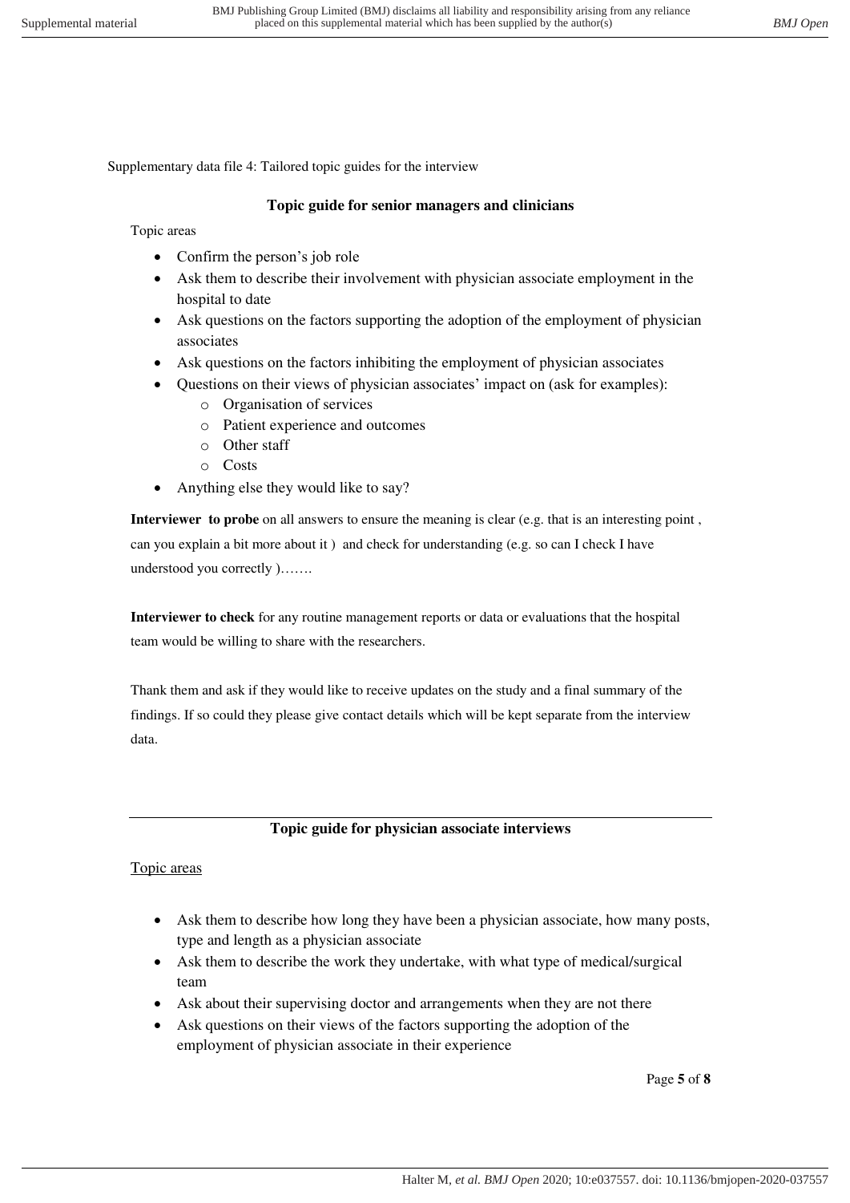Supplementary data file 4: Tailored topic guides for the interview

### Topic guide for senior managers and clinicians

Topic areas

- Confirm the person's job role
- Ask them to describe their involvement with physician associate employment in the hospital to date
- Ask questions on the factors supporting the adoption of the employment of physician associates
- Ask questions on the factors inhibiting the employment of physician associates
- Questions on their views of physician associates' impact on (ask for examples):
  - Organisation of services
  - Patient experience and outcomes
  - Other staff
  - Costs
- Anything else they would like to say?

**Interviewer to probe** on all answers to ensure the meaning is clear (e.g. that is an interesting point , can you explain a bit more about it ) and check for understanding (e.g. so can I check I have understood you correctly )…….

**Interviewer to check** for any routine management reports or data or evaluations that the hospital team would be willing to share with the researchers.

Thank them and ask if they would like to receive updates on the study and a final summary of the findings. If so could they please give contact details which will be kept separate from the interview data.

---

### Topic guide for physician associate interviews

Topic areas

- Ask them to describe how long they have been a physician associate, how many posts, type and length as a physician associate
- Ask them to describe the work they undertake, with what type of medical/surgical team
- Ask about their supervising doctor and arrangements when they are not there
- Ask questions on their views of the factors supporting the adoption of the employment of physician associate in their experience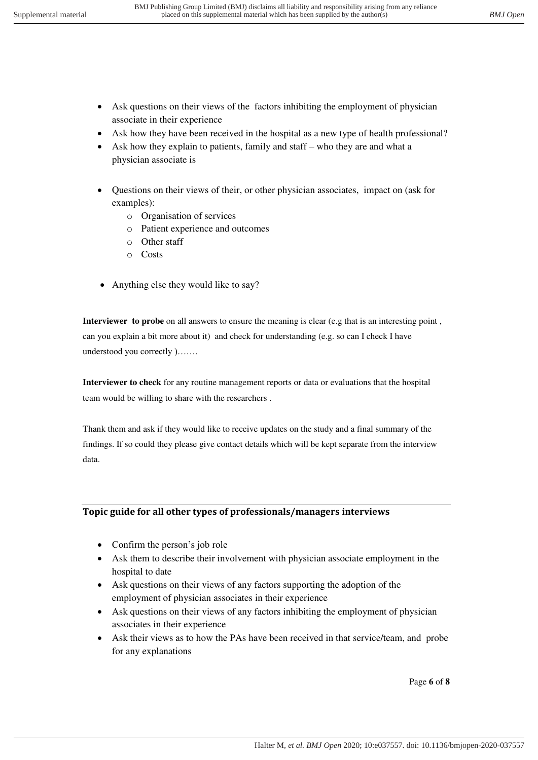- Ask questions on their views of the factors inhibiting the employment of physician associate in their experience
- Ask how they have been received in the hospital as a new type of health professional?
- Ask how they explain to patients, family and staff – who they are and what a physician associate is

- Questions on their views of their, or other physician associates, impact on (ask for examples):
  - Organisation of services
  - Patient experience and outcomes
  - Other staff
  - Costs

- Anything else they would like to say?

**Interviewer to probe** on all answers to ensure the meaning is clear (e.g that is an interesting point , can you explain a bit more about it) and check for understanding (e.g. so can I check I have understood you correctly )…….

**Interviewer to check** for any routine management reports or data or evaluations that the hospital team would be willing to share with the researchers .

Thank them and ask if they would like to receive updates on the study and a final summary of the findings. If so could they please give contact details which will be kept separate from the interview data.

## Topic guide for all other types of professionals/managers interviews

- Confirm the person's job role
- Ask them to describe their involvement with physician associate employment in the hospital to date
- Ask questions on their views of any factors supporting the adoption of the employment of physician associates in their experience
- Ask questions on their views of any factors inhibiting the employment of physician associates in their experience
- Ask their views as to how the PAs have been received in that service/team, and probe for any explanations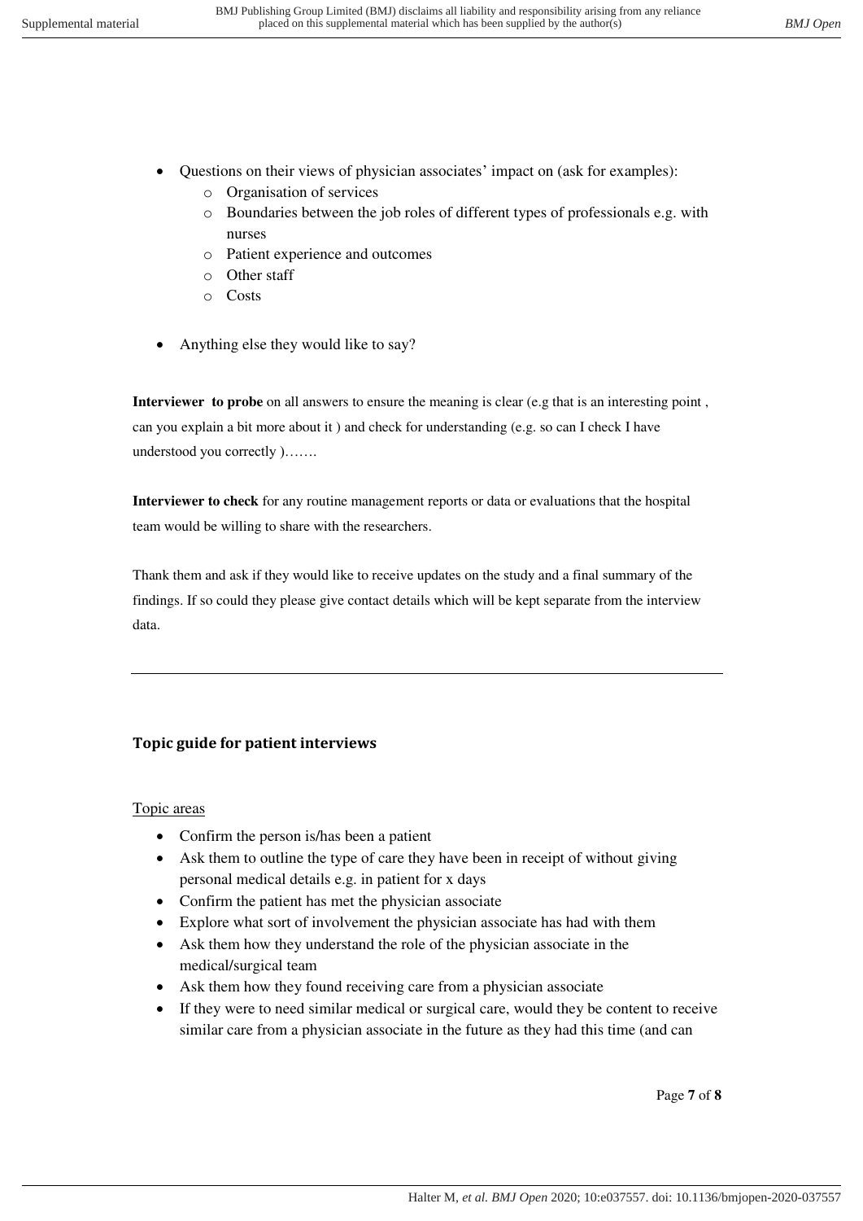- Questions on their views of physician associates' impact on (ask for examples):
  - Organisation of services
  - Boundaries between the job roles of different types of professionals e.g. with nurses
  - Patient experience and outcomes
  - Other staff
  - Costs
- Anything else they would like to say?

**Interviewer to probe** on all answers to ensure the meaning is clear (e.g that is an interesting point , can you explain a bit more about it ) and check for understanding (e.g. so can I check I have understood you correctly )…….

**Interviewer to check** for any routine management reports or data or evaluations that the hospital team would be willing to share with the researchers.

Thank them and ask if they would like to receive updates on the study and a final summary of the findings. If so could they please give contact details which will be kept separate from the interview data.

---

## Topic guide for patient interviews

Topic areas

- Confirm the person is/has been a patient
- Ask them to outline the type of care they have been in receipt of without giving personal medical details e.g. in patient for x days
- Confirm the patient has met the physician associate
- Explore what sort of involvement the physician associate has had with them
- Ask them how they understand the role of the physician associate in the medical/surgical team
- Ask them how they found receiving care from a physician associate
- If they were to need similar medical or surgical care, would they be content to receive similar care from a physician associate in the future as they had this time (and can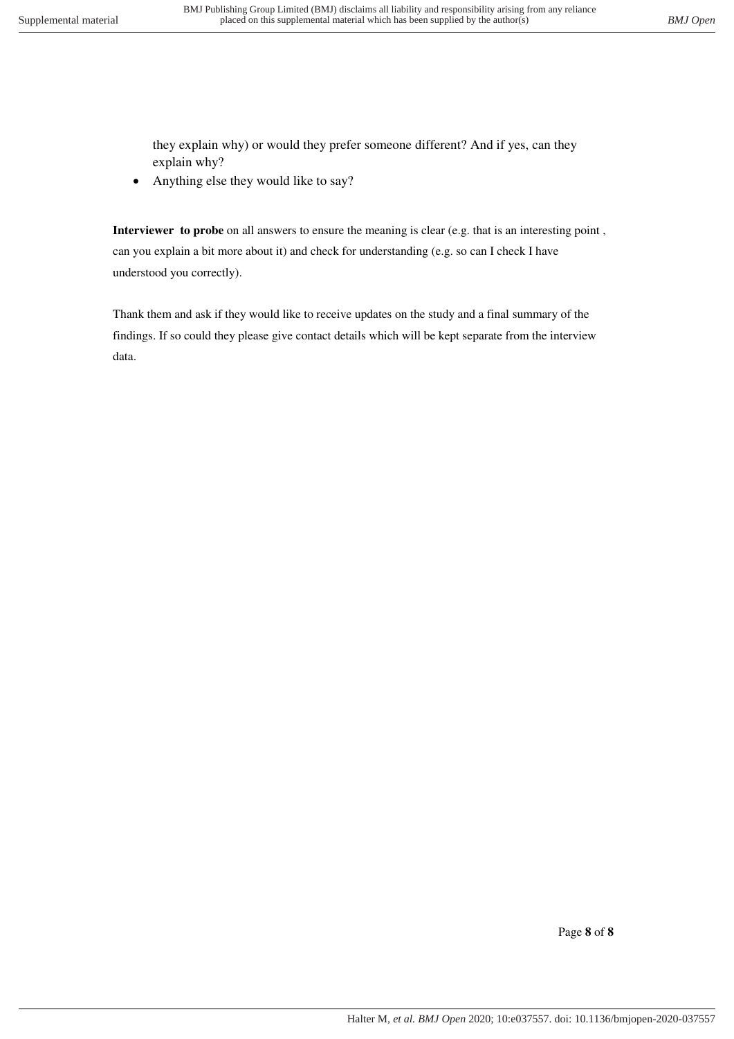they explain why) or would they prefer someone different? And if yes, can they explain why?

- Anything else they would like to say?

**Interviewer to probe** on all answers to ensure the meaning is clear (e.g. that is an interesting point , can you explain a bit more about it) and check for understanding (e.g. so can I check I have understood you correctly).

Thank them and ask if they would like to receive updates on the study and a final summary of the findings. If so could they please give contact details which will be kept separate from the interview data.